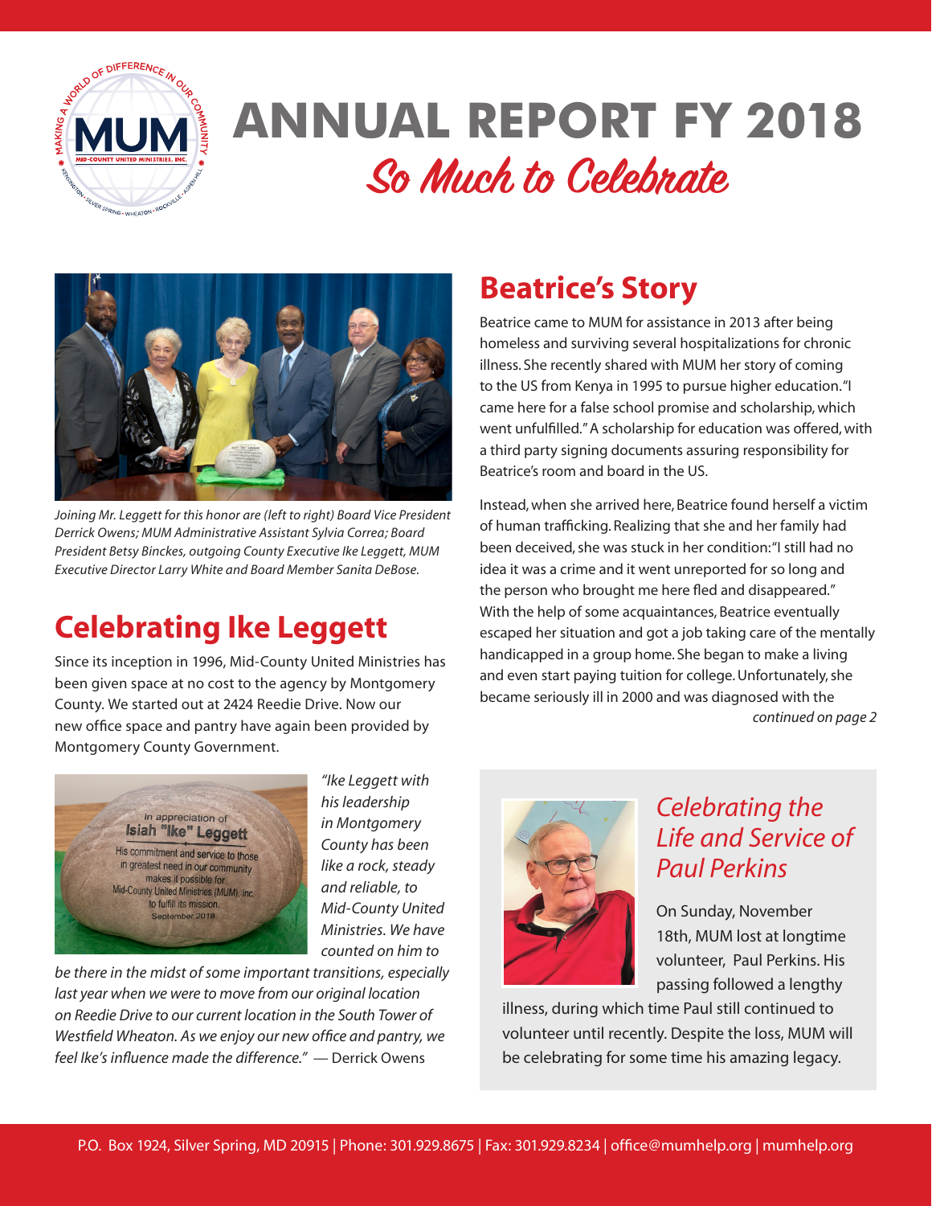# ANNUAL REPORT FY 2018

## *So Much to Celebrate*

*Joining Mr. Leggett for this honor are (left to right) Board Vice President Derrick Owens; MUM Administrative Assistant Sylvia Correa; Board President Betsy Binckes, outgoing County Executive Ike Leggett, MUM Executive Director Larry White and Board Member Sanita DeBose.*

## Celebrating Ike Leggett

Since its inception in 1996, Mid-County United Ministries has been given space at no cost to the agency by Montgomery County. We started out at 2424 Reedie Drive. Now our new office space and pantry have again been provided by Montgomery County Government.

*"Ike Leggett with his leadership in Montgomery County has been like a rock, steady and reliable, to Mid-County United Ministries. We have counted on him to be there in the midst of some important transitions, especially last year when we were to move from our original location on Reedie Drive to our current location in the South Tower of Westfield Wheaton. As we enjoy our new office and pantry, we feel Ike's influence made the difference."* — Derrick Owens

## Beatrice's Story

Beatrice came to MUM for assistance in 2013 after being homeless and surviving several hospitalizations for chronic illness. She recently shared with MUM her story of coming to the US from Kenya in 1995 to pursue higher education. "I came here for a false school promise and scholarship, which went unfulfilled." A scholarship for education was offered, with a third party signing documents assuring responsibility for Beatrice's room and board in the US.

Instead, when she arrived here, Beatrice found herself a victim of human trafficking. Realizing that she and her family had been deceived, she was stuck in her condition: "I still had no idea it was a crime and it went unreported for so long and the person who brought me here fled and disappeared." With the help of some acquaintances, Beatrice eventually escaped her situation and got a job taking care of the mentally handicapped in a group home. She began to make a living and even start paying tuition for college. Unfortunately, she became seriously ill in 2000 and was diagnosed with the

*continued on page 2*

### *Celebrating the Life and Service of Paul Perkins*

On Sunday, November 18th, MUM lost at longtime volunteer, Paul Perkins. His passing followed a lengthy illness, during which time Paul still continued to volunteer until recently. Despite the loss, MUM will be celebrating for some time his amazing legacy.

P.O. Box 1924, Silver Spring, MD 20915 | Phone: 301.929.8675 | Fax: 301.929.8234 | office@mumhelp.org | mumhelp.org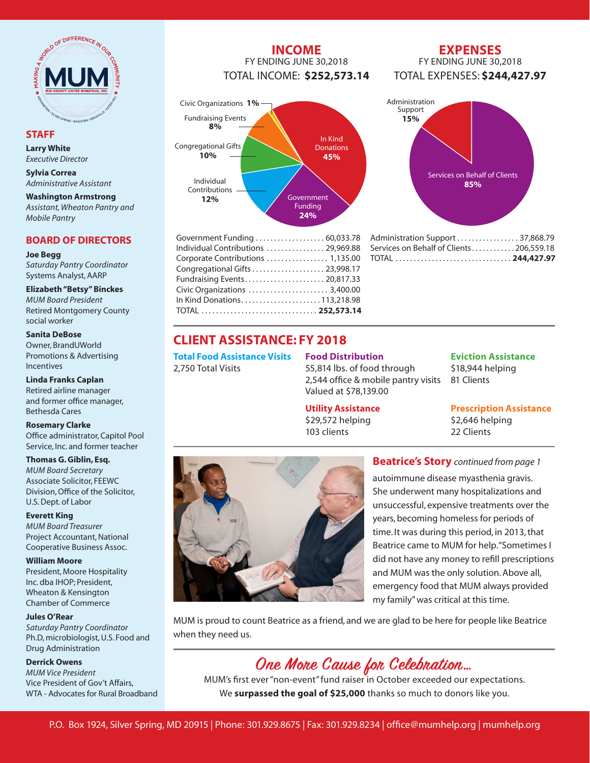MAKING A WORLD OF DIFFERENCE IN OUR COMMUNITY

MUM

MID-COUNTY UNITED MINISTRIES, INC.

KENSINGTON • SILVER SPRING • WHEATON • ROCKVILLE • ASPEN HILL

## STAFF

**Larry White**
*Executive Director*

**Sylvia Correa**
*Administrative Assistant*

**Washington Armstrong**
*Assistant, Wheaton Pantry and Mobile Pantry*

## BOARD OF DIRECTORS

**Joe Begg**
*Saturday Pantry Coordinator*
Systems Analyst, AARP

**Elizabeth "Betsy" Binckes**
*MUM Board President*
Retired Montgomery County social worker

**Sanita DeBose**
Owner, BrandUWorld Promotions & Advertising Incentives

**Linda Franks Caplan**
Retired airline manager and former office manager, Bethesda Cares

**Rosemary Clarke**
Office administrator, Capitol Pool Service, Inc. and former teacher

**Thomas G. Giblin, Esq.**
*MUM Board Secretary*
Associate Solicitor, FEEWC Division, Office of the Solicitor, U.S. Dept. of Labor

**Everett King**
*MUM Board Treasurer*
Project Accountant, National Cooperative Business Assoc.

**William Moore**
President, Moore Hospitality Inc. dba IHOP; President, Wheaton & Kensington Chamber of Commerce

**Jules O'Rear**
*Saturday Pantry Coordinator*
Ph.D, microbiologist, U.S. Food and Drug Administration

**Derrick Owens**
*MUM Vice President*
Vice President of Gov't Affairs, WTA - Advocates for Rural Broadband

## INCOME

FY ENDING JUNE 30,2018

TOTAL INCOME: **$252,573.14**

Civic Organizations **1%**
Fundraising Events **8%**
Congregational Gifts **10%**
Individual Contributions **12%**
Government Funding **24%**
In Kind Donations **45%**

| | |
|---|---|
| Government Funding | 60,033.78 |
| Individual Contributions | 29,969.88 |
| Corporate Contributions | 1,135.00 |
| Congregational Gifts | 23,998.17 |
| Fundraising Events | 20,817.33 |
| Civic Organizations | 3,400.00 |
| In Kind Donations | 113,218.98 |
| TOTAL | **252,573.14** |

## EXPENSES

FY ENDING JUNE 30,2018

TOTAL EXPENSES: **$244,427.97**

Administration Support **15%**
Services on Behalf of Clients **85%**

| | |
|---|---|
| Administration Support | 37,868.79 |
| Services on Behalf of Clients | 206,559.18 |
| TOTAL | **244,427.97** |

## CLIENT ASSISTANCE: FY 2018

**Total Food Assistance Visits**
2,750 Total Visits

**Food Distribution**
55,814 lbs. of food through 2,544 office & mobile pantry visits Valued at $78,139.00

**Eviction Assistance**
$18,944 helping 81 Clients

**Utility Assistance**
$29,572 helping 103 clients

**Prescription Assistance**
$2,646 helping 22 Clients

### Beatrice's Story *continued from page 1*

autoimmune disease myasthenia gravis. She underwent many hospitalizations and unsuccessful, expensive treatments over the years, becoming homeless for periods of time. It was during this period, in 2013, that Beatrice came to MUM for help. "Sometimes I did not have any money to refill prescriptions and MUM was the only solution. Above all, emergency food that MUM always provided my family" was critical at this time.

MUM is proud to count Beatrice as a friend, and we are glad to be here for people like Beatrice when they need us.

## One More Cause for Celebration...

MUM's first ever "non-event" fund raiser in October exceeded our expectations. We **surpassed the goal of $25,000** thanks so much to donors like you.

P.O. Box 1924, Silver Spring, MD 20915 | Phone: 301.929.8675 | Fax: 301.929.8234 | office@mumhelp.org | mumhelp.org